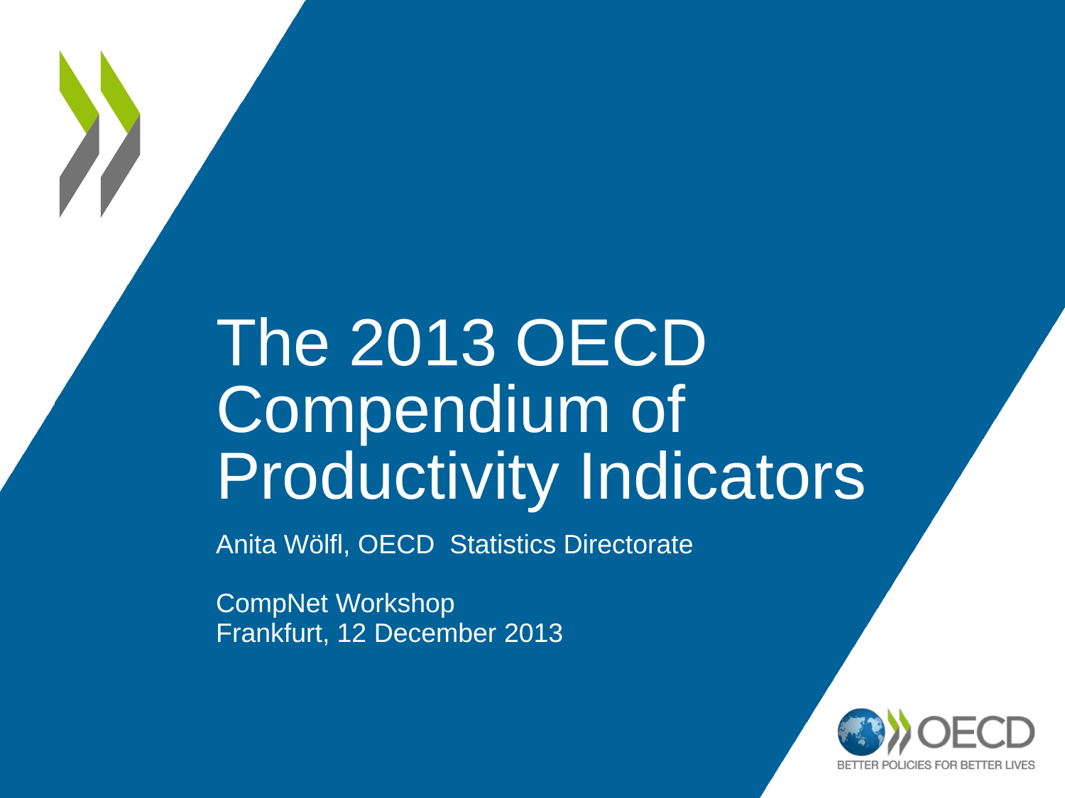# The 2013 OECD Compendium of Productivity Indicators

Anita Wölfl, OECD Statistics Directorate

CompNet Workshop
Frankfurt, 12 December 2013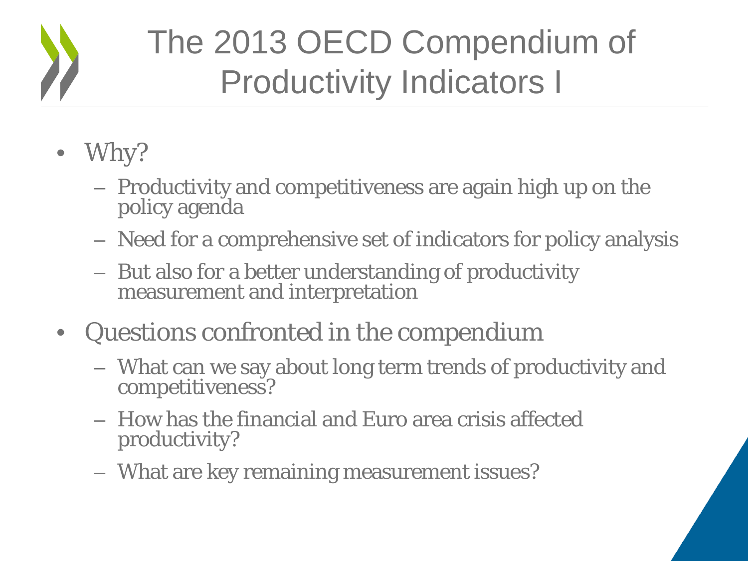# The 2013 OECD Compendium of Productivity Indicators I

- Why?
  - Productivity and competitiveness are again high up on the policy agenda
  - Need for a comprehensive set of indicators for policy analysis
  - But also for a better understanding of productivity measurement and interpretation
- Questions confronted in the compendium
  - What can we say about long term trends of productivity and competitiveness?
  - How has the financial and Euro area crisis affected productivity?
  - What are key remaining measurement issues?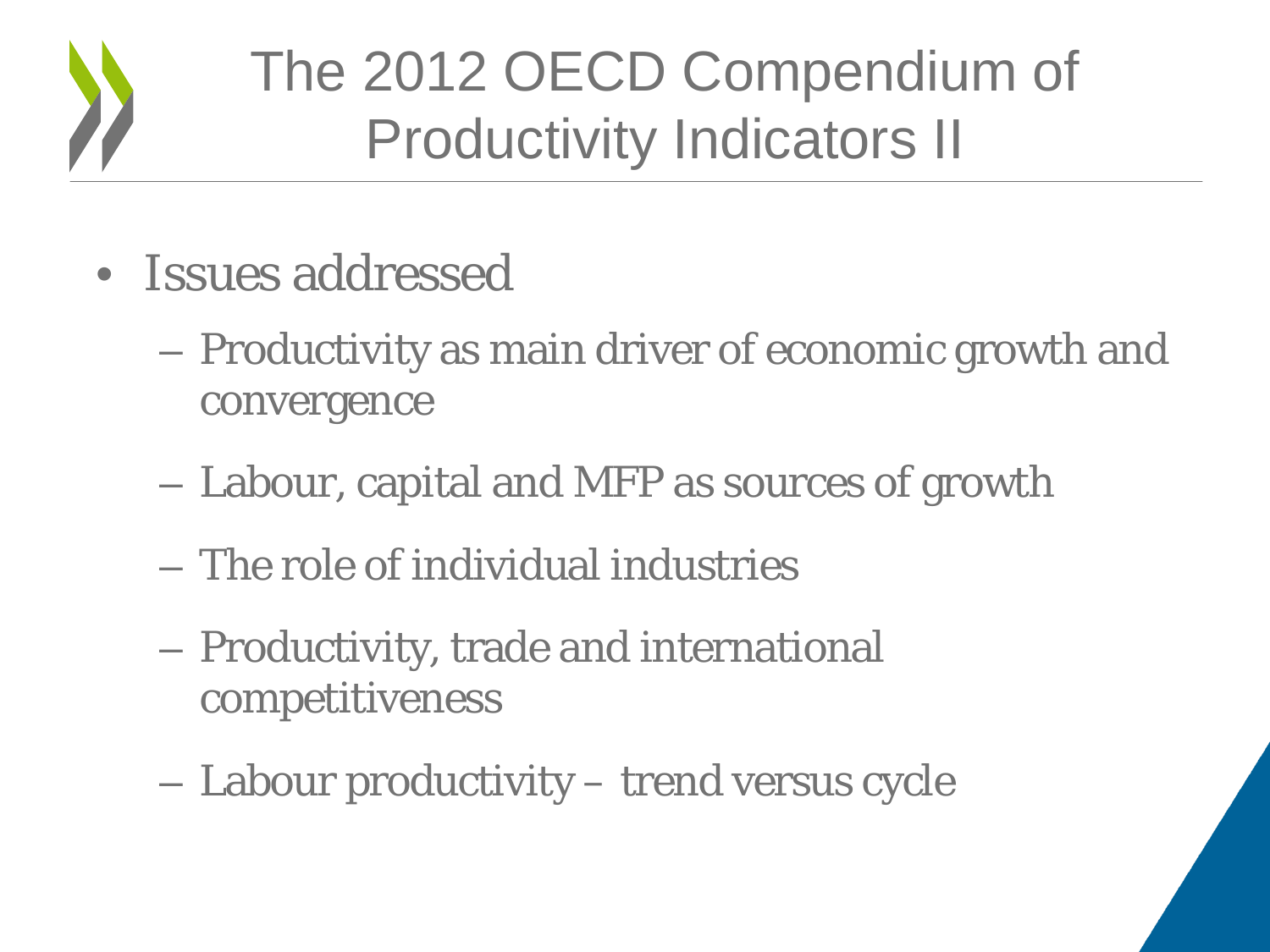# The 2012 OECD Compendium of Productivity Indicators II

- Issues addressed
  - Productivity as main driver of economic growth and convergence
  - Labour, capital and MFP as sources of growth
  - The role of individual industries
  - Productivity, trade and international competitiveness
  - Labour productivity – trend versus cycle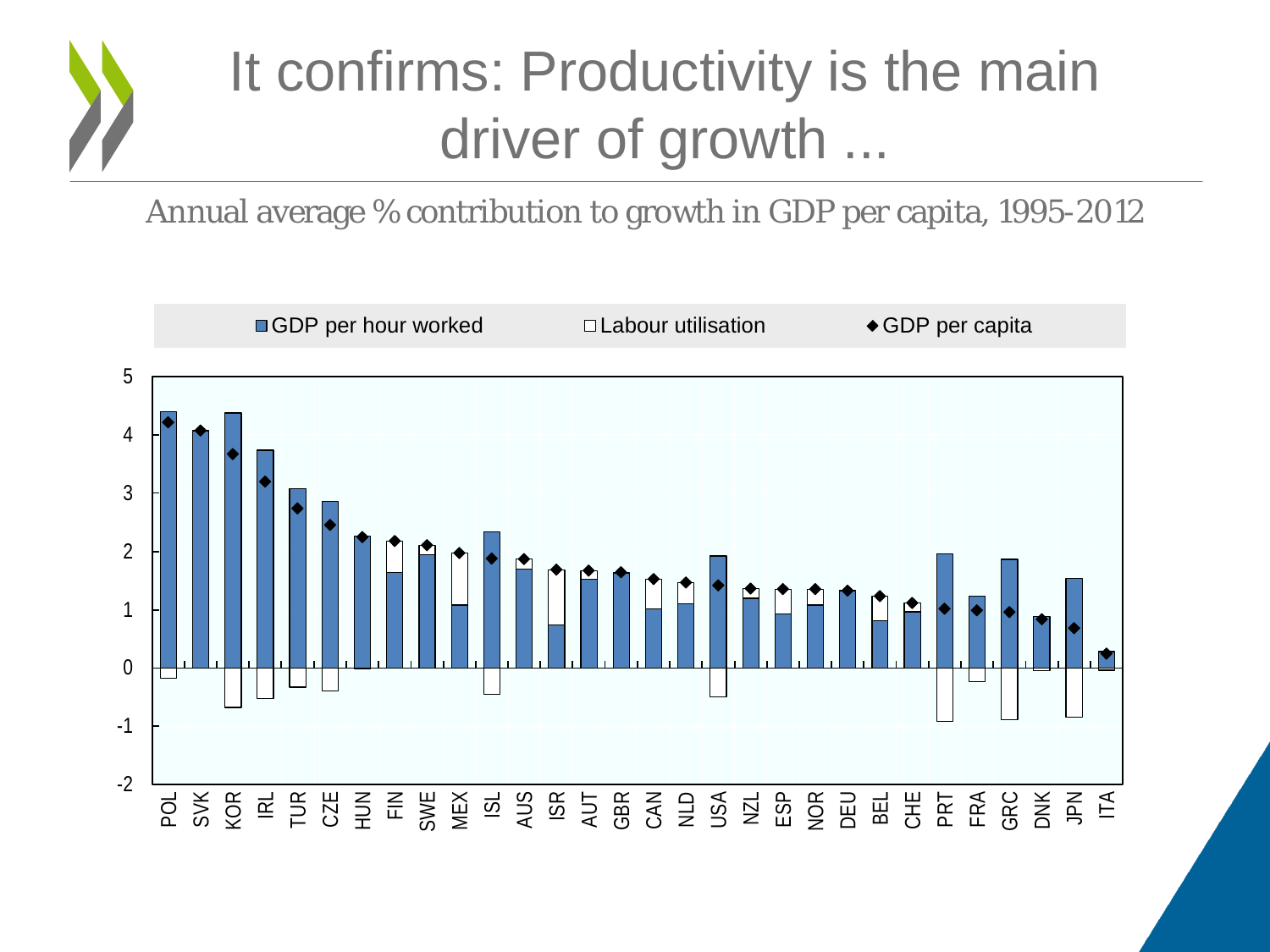# It confirms: Productivity is the main driver of growth ...

Annual average % contribution to growth in GDP per capita, 1995-2012

GDP per hour worked | Labour utilisation | GDP per capita

POL SVK KOR IRL TUR CZE HUN FIN SWE MEX ISL AUS ISR AUT GBR CAN NLD USA NZL ESP NOR DEU BEL CHE PRT FRA GRC DNK JPN ITA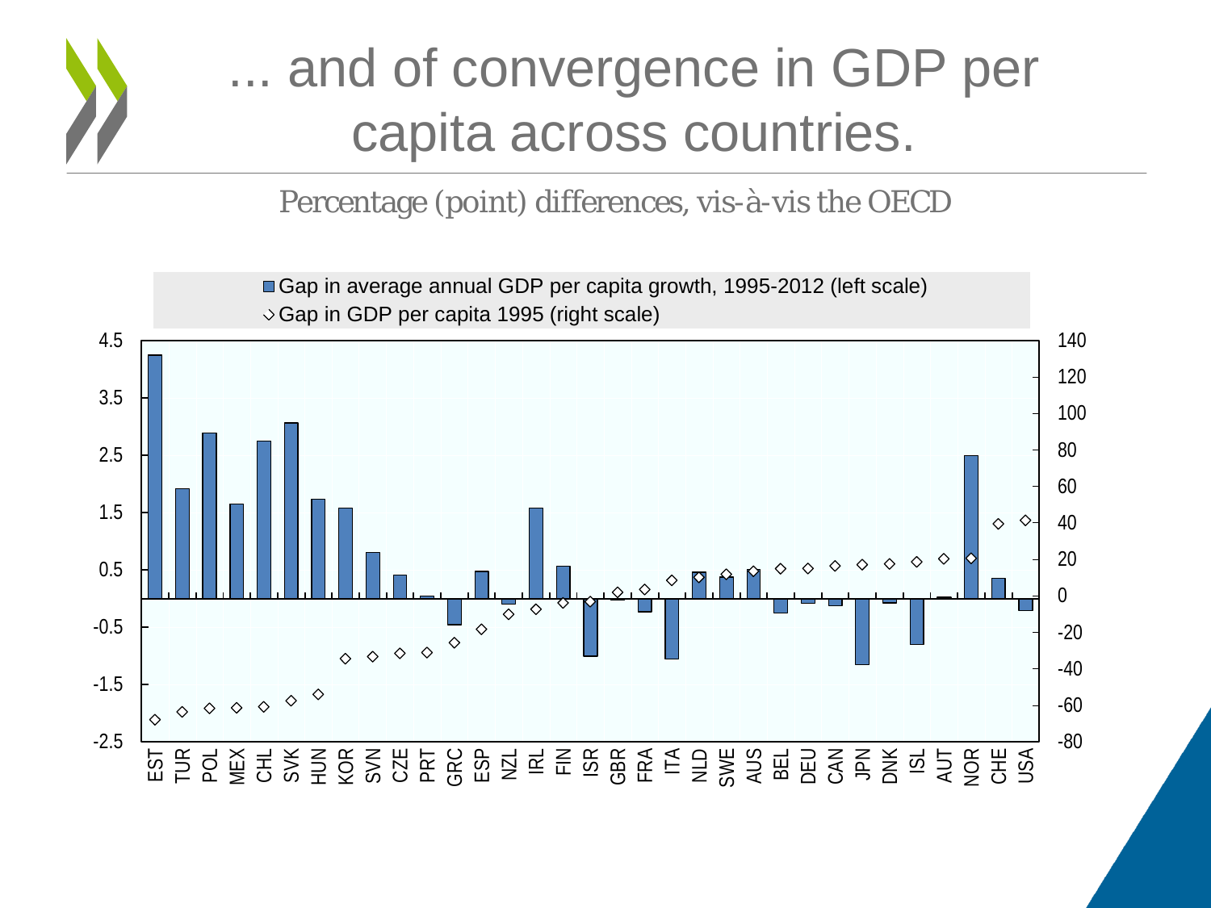# ... and of convergence in GDP per capita across countries.

Percentage (point) differences, vis-à-vis the OECD

■ Gap in average annual GDP per capita growth, 1995-2012 (left scale)
◇ Gap in GDP per capita 1995 (right scale)

EST TUR POL MEX CHL SVK HUN KOR SVN CZE PRT GRC ESP NZL IRL FIN ISR GBR FRA ITA NLD SWE AUS BEL DEU CAN JPN DNK ISL AUT NOR CHE USA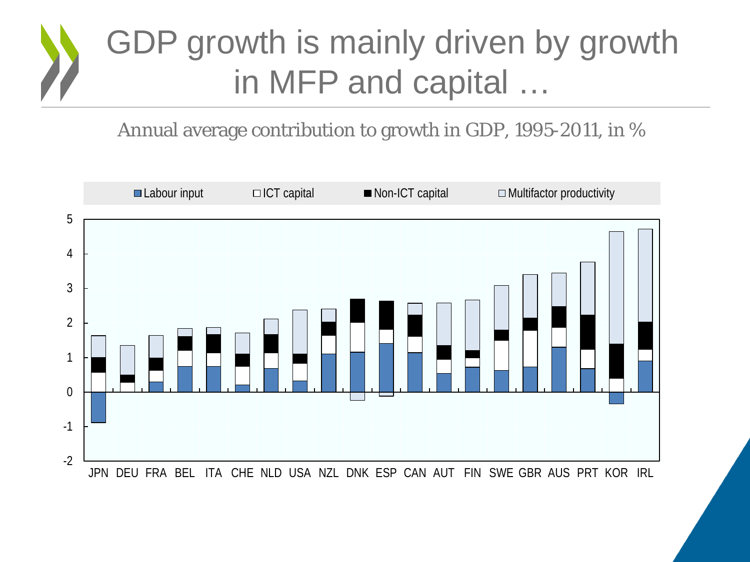# GDP growth is mainly driven by growth in MFP and capital …

Annual average contribution to growth in GDP, 1995-2011, in %

■ Labour input □ ICT capital ■ Non-ICT capital □ Multifactor productivity

JPN DEU FRA BEL ITA CHE NLD USA NZL DNK ESP CAN AUT FIN SWE GBR AUS PRT KOR IRL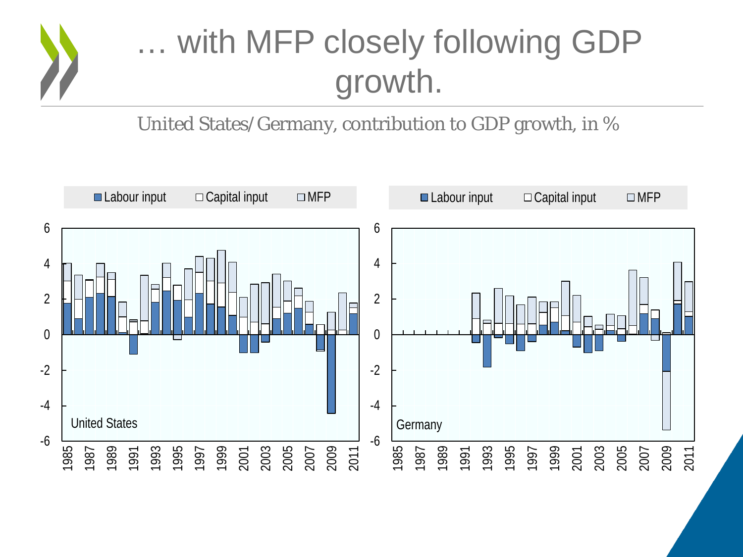# … with MFP closely following GDP growth.

United States/Germany, contribution to GDP growth, in %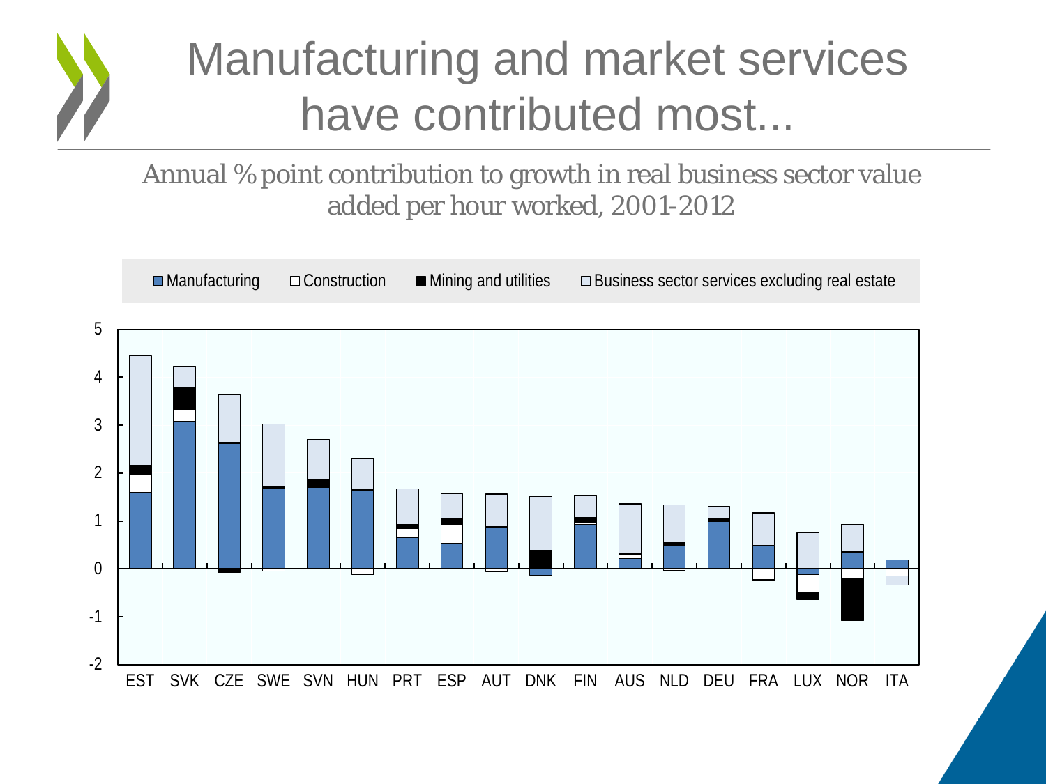# Manufacturing and market services have contributed most...

Annual % point contribution to growth in real business sector value added per hour worked, 2001-2012

Manufacturing | Construction | Mining and utilities | Business sector services excluding real estate

EST SVK CZE SWE SVN HUN PRT ESP AUT DNK FIN AUS NLD DEU FRA LUX NOR ITA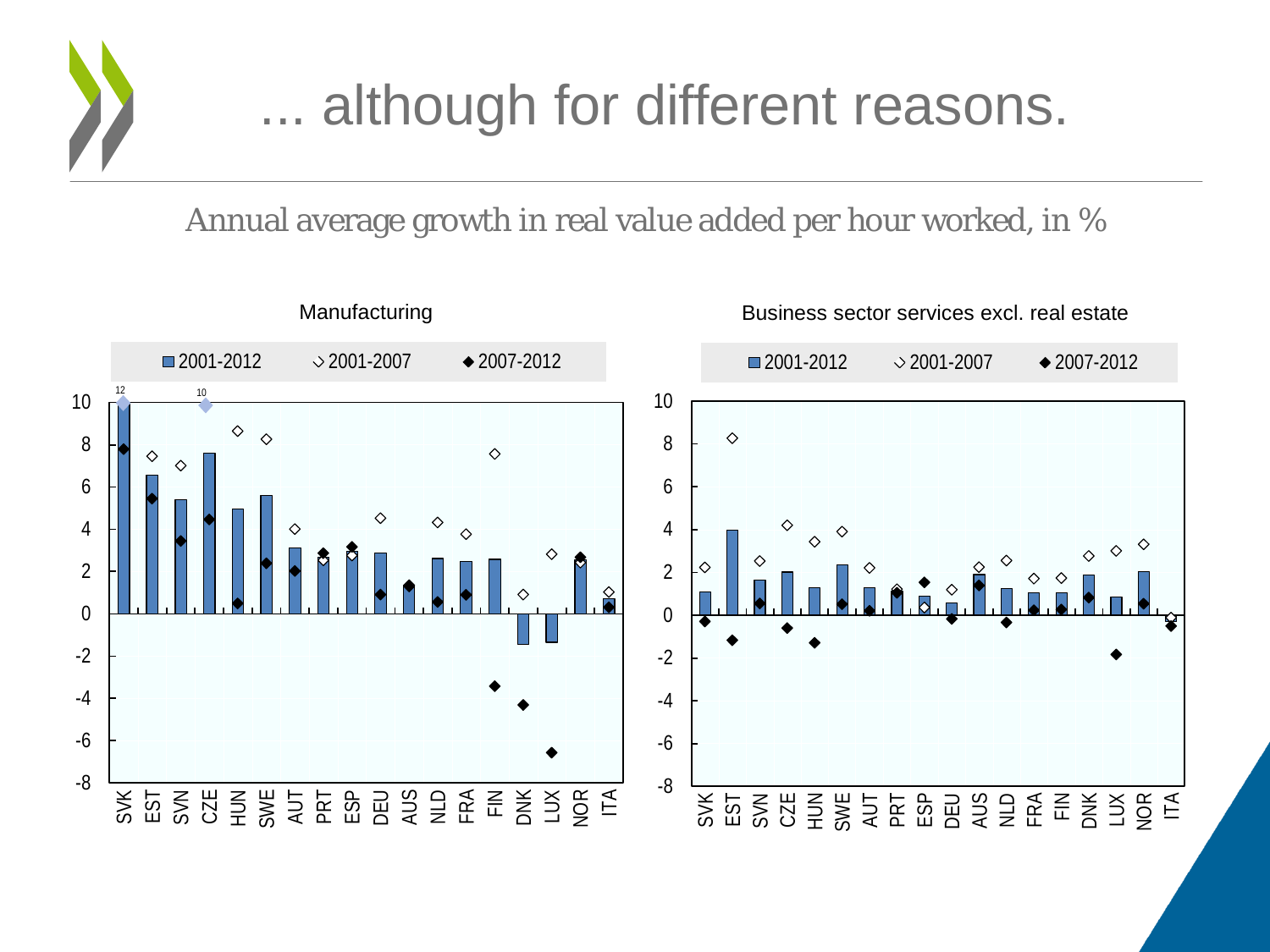# ... although for different reasons.

Annual average growth in real value added per hour worked, in %

Manufacturing

Business sector services excl. real estate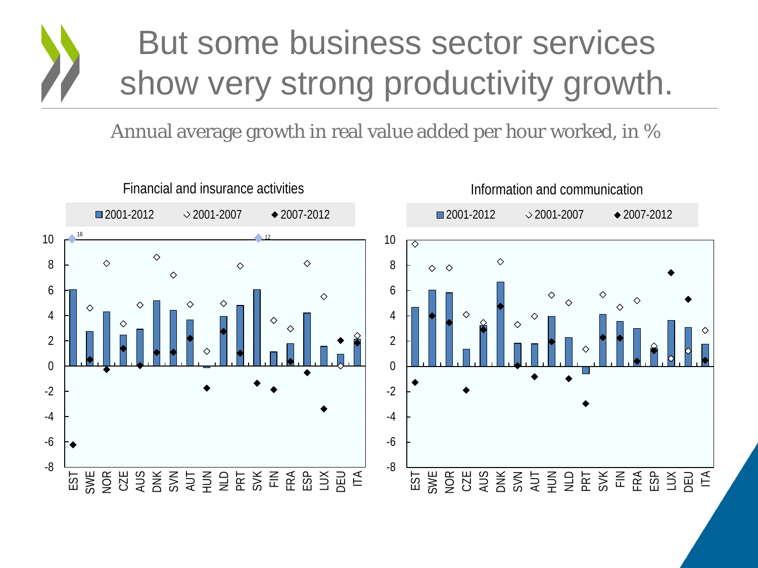# But some business sector services show very strong productivity growth.

Annual average growth in real value added per hour worked, in %

Financial and insurance activities

■ 2001-2012 ◇ 2001-2007 ◆ 2007-2012

10, 8, 6, 4, 2, 0, -2, -4, -6, -8

16 12

EST SWE NOR CZE AUS DNK SVN AUT HUN NLD PRT SVK FIN FRA ESP LUX DEU ITA

Information and communication

■ 2001-2012 ◇ 2001-2007 ◆ 2007-2012

10, 8, 6, 4, 2, 0, -2, -4, -6, -8

EST SWE NOR CZE AUS DNK SVN AUT HUN NLD PRT SVK FIN FRA ESP LUX DEU ITA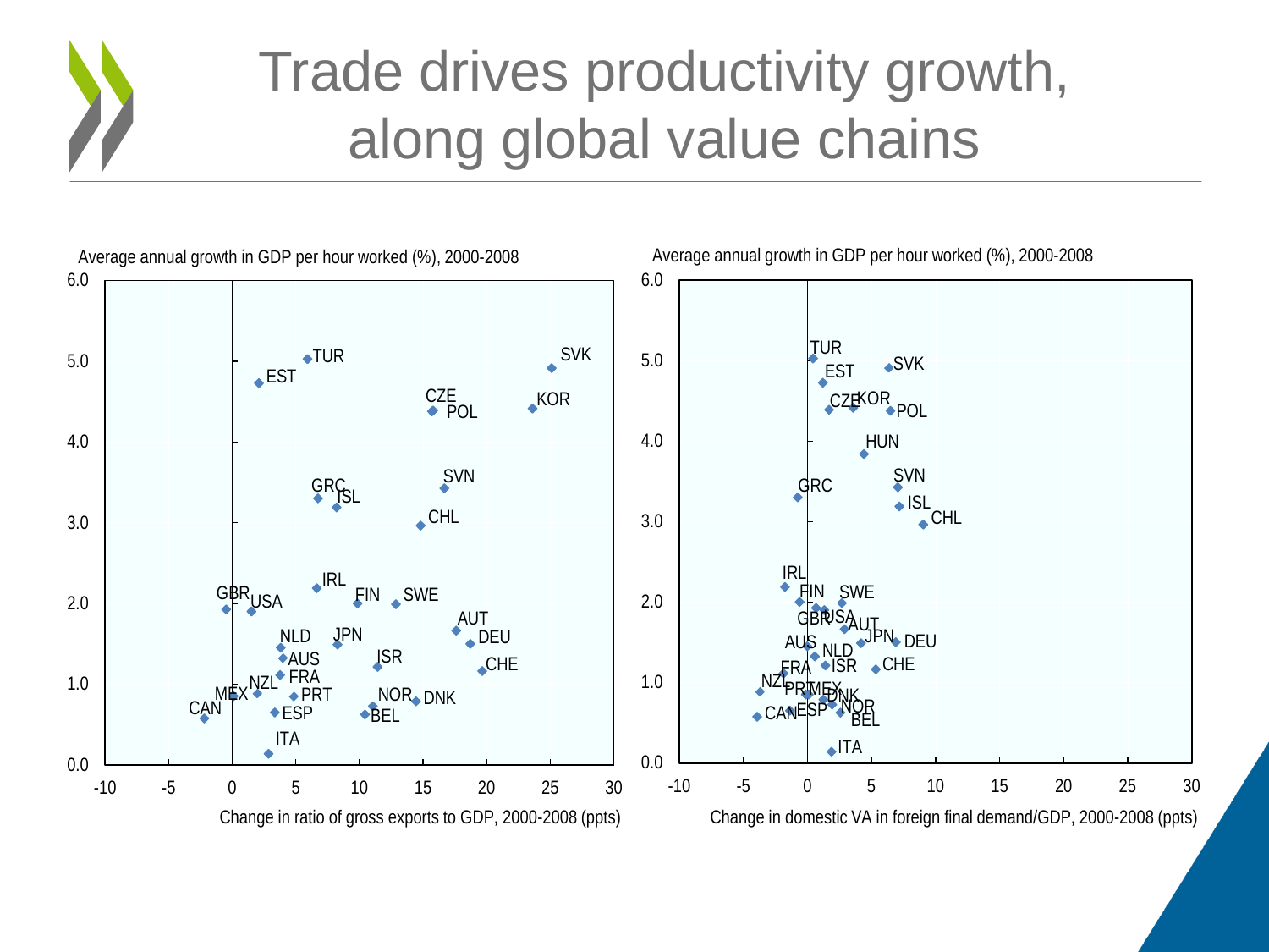# Trade drives productivity growth, along global value chains

Average annual growth in GDP per hour worked (%), 2000-2008

Change in ratio of gross exports to GDP, 2000-2008 (ppts)

Average annual growth in GDP per hour worked (%), 2000-2008

Change in domestic VA in foreign final demand/GDP, 2000-2008 (ppts)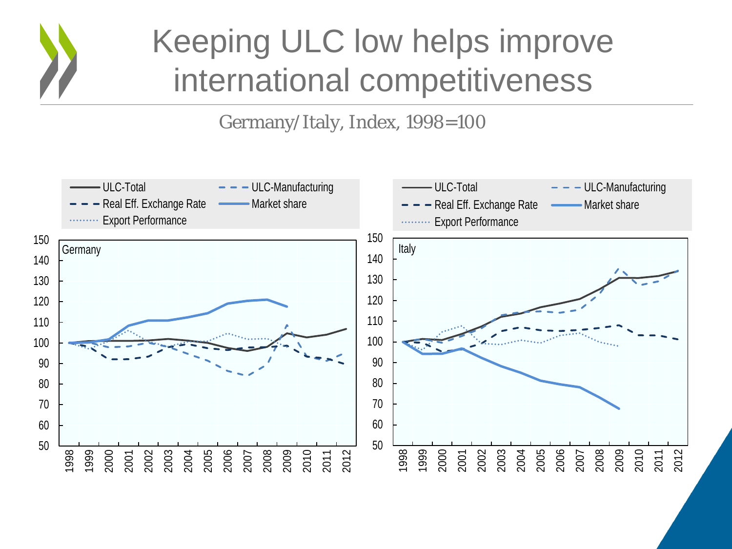# Keeping ULC low helps improve international competitiveness

Germany/Italy, Index, 1998=100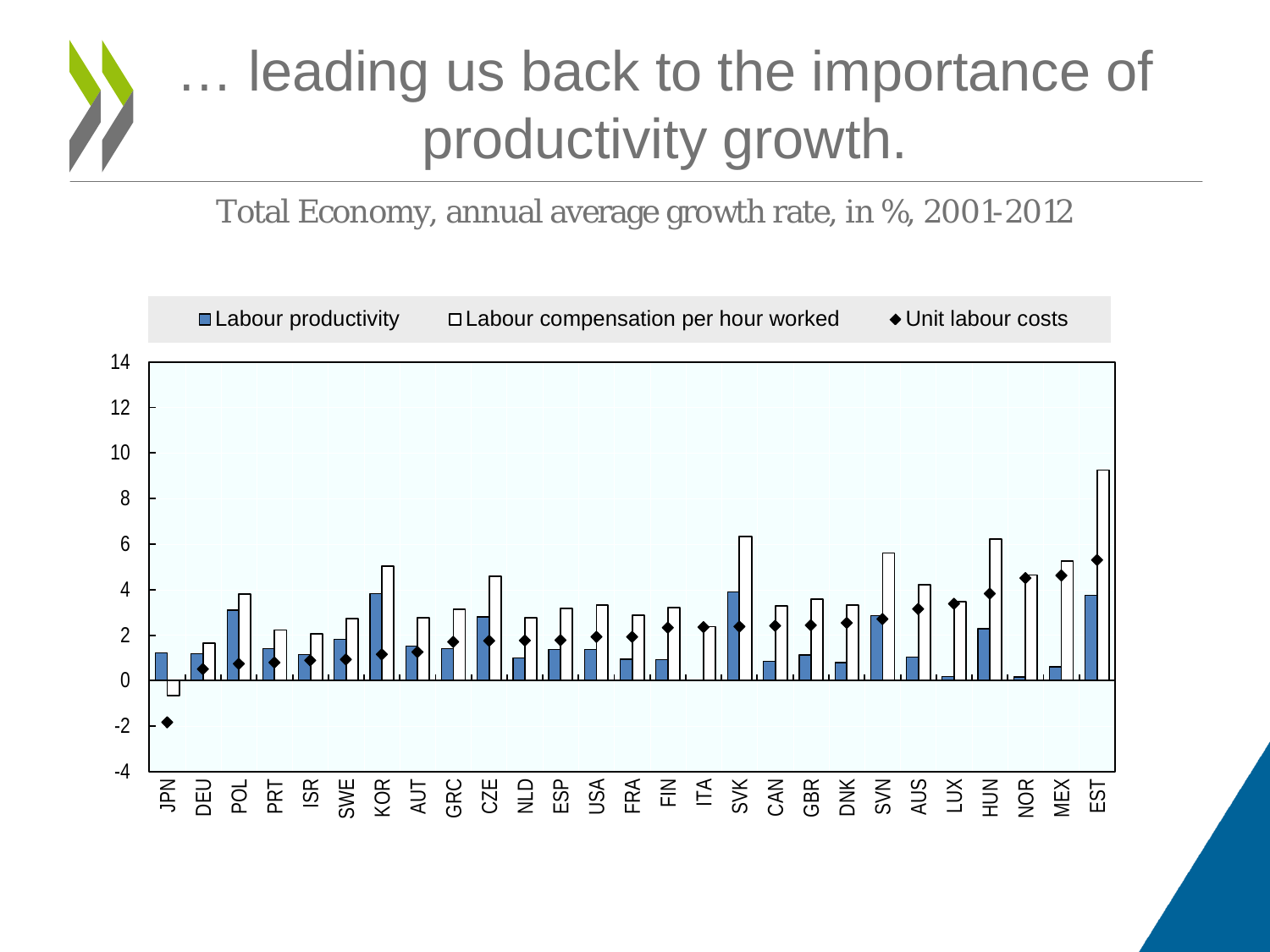# … leading us back to the importance of productivity growth.

Total Economy, annual average growth rate, in %, 2001-2012

■ Labour productivity □ Labour compensation per hour worked ◆ Unit labour costs

JPN, DEU, POL, PRT, ISR, SWE, KOR, AUT, GRC, CZE, NLD, ESP, USA, FRA, FIN, ITA, SVK, CAN, GBR, DNK, SVN, AUS, LUX, HUN, NOR, MEX, EST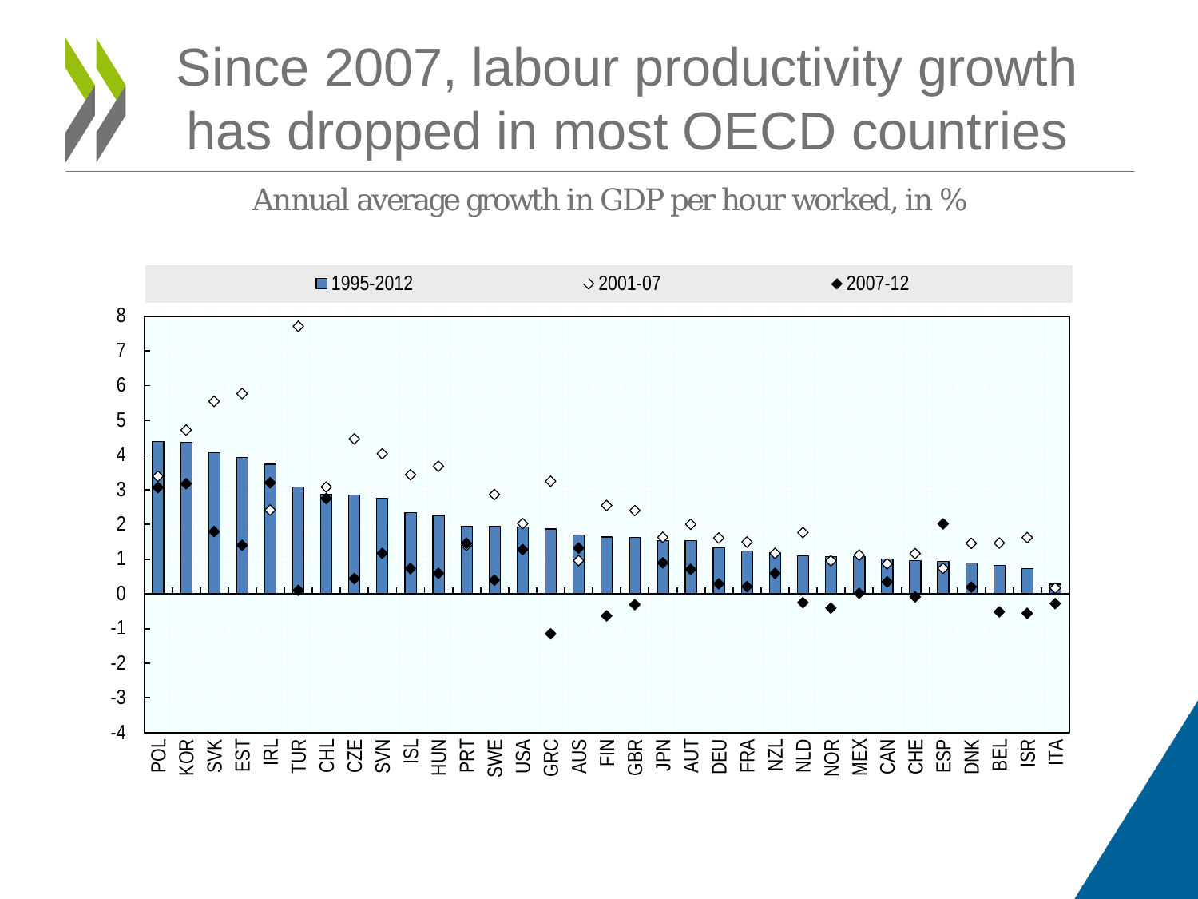# Since 2007, labour productivity growth has dropped in most OECD countries

Annual average growth in GDP per hour worked, in %

1995-2012 | 2001-07 | 2007-12

POL, KOR, SVK, EST, IRL, TUR, CHL, CZE, SVN, ISL, HUN, PRT, SWE, USA, GRC, AUS, FIN, GBR, JPN, AUT, DEU, FRA, NZL, NLD, NOR, MEX, CAN, CHE, ESP, DNK, BEL, ISR, ITA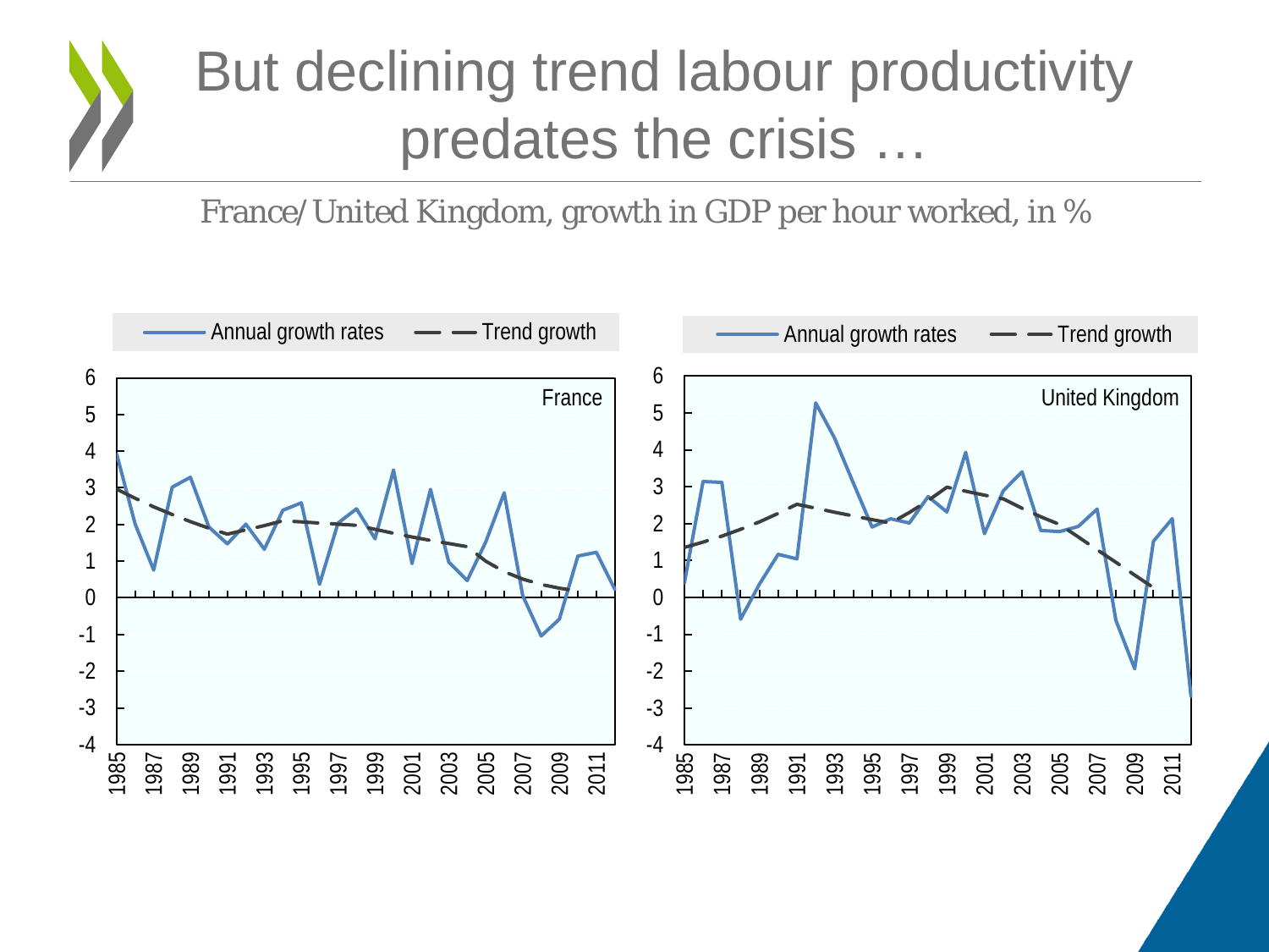# But declining trend labour productivity predates the crisis …

*France/United Kingdom, growth in GDP per hour worked, in %*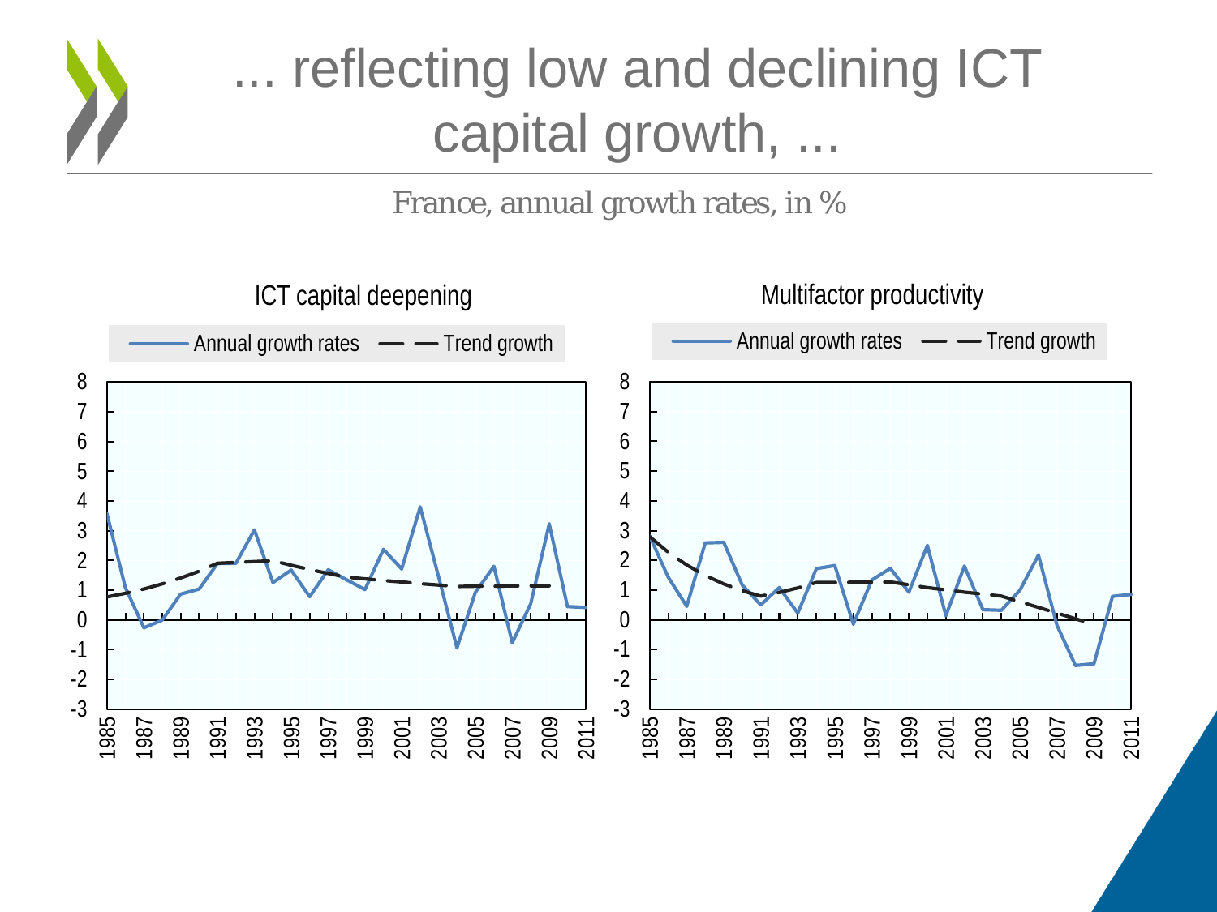# ... reflecting low and declining ICT capital growth, ...

France, annual growth rates, in %

**ICT capital deepening**

Annual growth rates — Trend growth

**Multifactor productivity**

Annual growth rates — Trend growth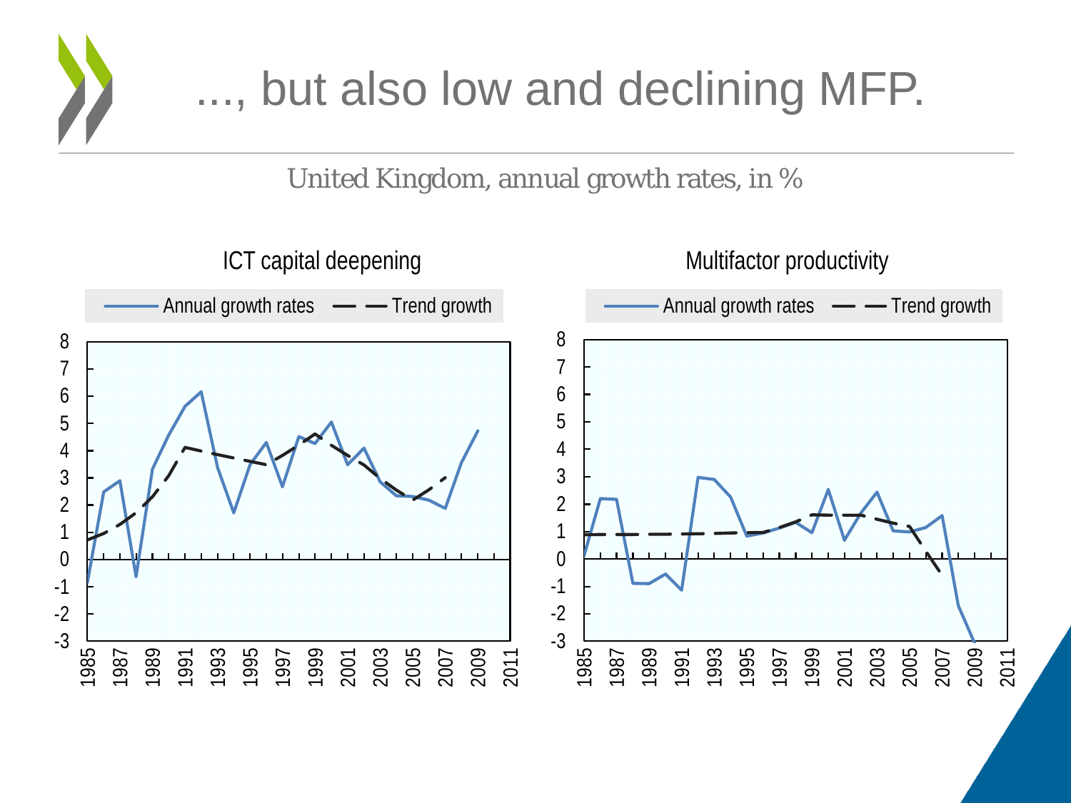# ..., but also low and declining MFP.

United Kingdom, annual growth rates, in %

ICT capital deepening

Annual growth rates — Trend growth

Multifactor productivity

Annual growth rates — Trend growth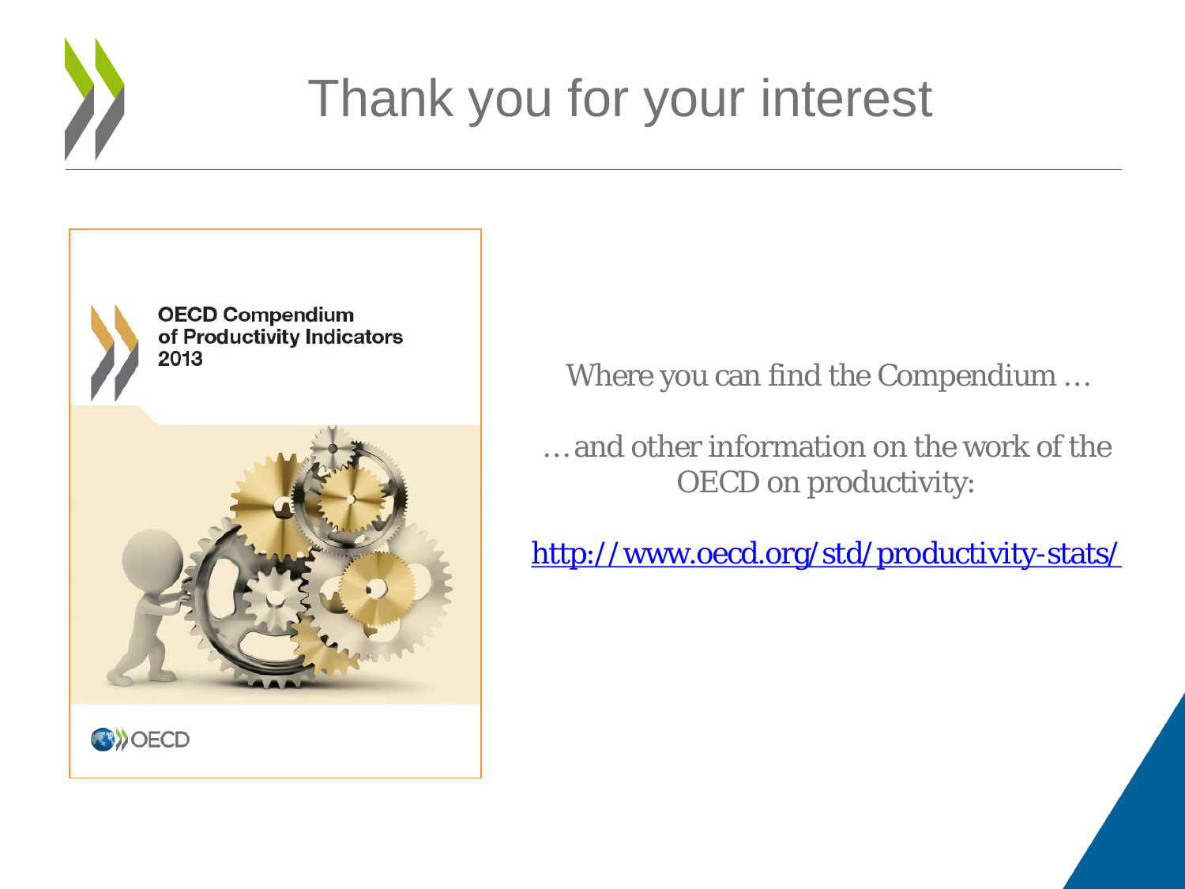# Thank you for your interest

OECD Compendium of Productivity Indicators 2013

OECD

Where you can find the Compendium …

… and other information on the work of the OECD on productivity:

http://www.oecd.org/std/productivity-stats/